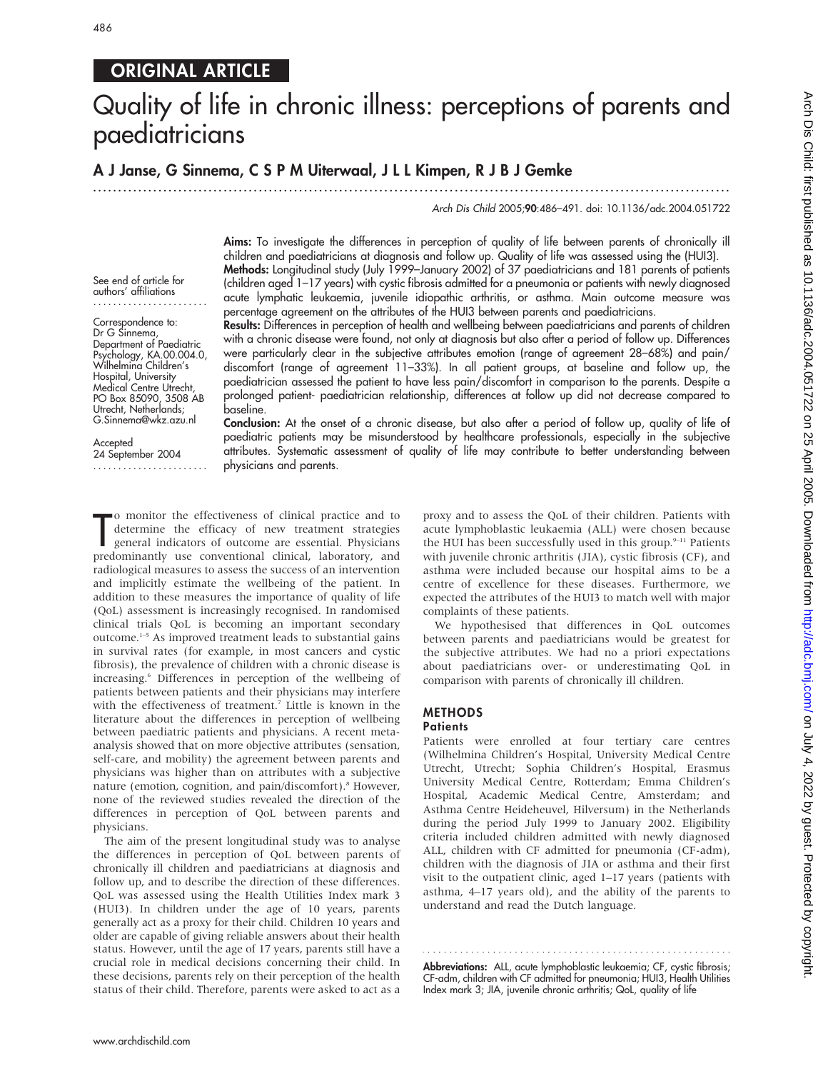## ORIGINAL ARTICLE

# Quality of life in chronic illness: perceptions of parents and paediatricians

**A J Janse, G Sinnema, C S P M Uiterwaal, J L L Kimpen, R J B J Gemke**

*Arch Dis Child* 2005;**90**:486–491. doi: 10.1136/adc.2004.051722

See end of article for authors' affiliations

Correspondence to: Dr G Sinnema, Department of Paediatric Psychology, KA.00.004.0, Wilhelmina Children's Hospital, University Medical Centre Utrecht, PO Box 85090, 3508 AB Utrecht, Netherlands; G.Sinnema@wkz.azu.nl

Accepted 24 September 2004

**Aims:** To investigate the differences in perception of quality of life between parents of chronically ill children and paediatricians at diagnosis and follow up. Quality of life was assessed using the (HUI3).

**Methods:** Longitudinal study (July 1999–January 2002) of 37 paediatricians and 181 parents of patients (children aged 1–17 years) with cystic fibrosis admitted for a pneumonia or patients with newly diagnosed acute lymphatic leukaemia, juvenile idiopathic arthritis, or asthma. Main outcome measure was percentage agreement on the attributes of the HUI3 between parents and paediatricians.

**Results:** Differences in perception of health and wellbeing between paediatricians and parents of children with a chronic disease were found, not only at diagnosis but also after a period of follow up. Differences were particularly clear in the subjective attributes emotion (range of agreement 28–68%) and pain/discomfort (range of agreement 11–33%). In all patient groups, at baseline and follow up, the paediatrician assessed the patient to have less pain/discomfort in comparison to the parents. Despite a prolonged patient- paediatrician relationship, differences at follow up did not decrease compared to baseline.

**Conclusion:** At the onset of a chronic disease, but also after a period of follow up, quality of life of paediatric patients may be misunderstood by healthcare professionals, especially in the subjective attributes. Systematic assessment of quality of life may contribute to better understanding between physicians and parents.

To monitor the effectiveness of clinical practice and to determine the efficacy of new treatment strategies general indicators of outcome are essential. Physicians predominantly use conventional clinical, laboratory, and radiological measures to assess the success of an intervention and implicitly estimate the wellbeing of the patient. In addition to these measures the importance of quality of life (QoL) assessment is increasingly recognised. In randomised clinical trials QoL is becoming an important secondary outcome.[1–5] As improved treatment leads to substantial gains in survival rates (for example, in most cancers and cystic fibrosis), the prevalence of children with a chronic disease is increasing.[6] Differences in perception of the wellbeing of patients between patients and their physicians may interfere with the effectiveness of treatment.[7] Little is known in the literature about the differences in perception of wellbeing between paediatric patients and physicians. A recent meta-analysis showed that on more objective attributes (sensation, self-care, and mobility) the agreement between parents and physicians was higher than on attributes with a subjective nature (emotion, cognition, and pain/discomfort).[8] However, none of the reviewed studies revealed the direction of the differences in perception of QoL between parents and physicians.

The aim of the present longitudinal study was to analyse the differences in perception of QoL between parents of chronically ill children and paediatricians at diagnosis and follow up, and to describe the direction of these differences. QoL was assessed using the Health Utilities Index mark 3 (HUI3). In children under the age of 10 years, parents generally act as a proxy for their child. Children 10 years and older are capable of giving reliable answers about their health status. However, until the age of 17 years, parents still have a crucial role in medical decisions concerning their child. In these decisions, parents rely on their perception of the health status of their child. Therefore, parents were asked to act as a proxy and to assess the QoL of their children. Patients with acute lymphoblastic leukaemia (ALL) were chosen because the HUI has been successfully used in this group.[9–11] Patients with juvenile chronic arthritis (JIA), cystic fibrosis (CF), and asthma were included because our hospital aims to be a centre of excellence for these diseases. Furthermore, we expected the attributes of the HUI3 to match well with major complaints of these patients.

We hypothesised that differences in QoL outcomes between parents and paediatricians would be greatest for the subjective attributes. We had no a priori expectations about paediatricians over- or underestimating QoL in comparison with parents of chronically ill children.

## METHODS

### Patients

Patients were enrolled at four tertiary care centres (Wilhelmina Children's Hospital, University Medical Centre Utrecht, Utrecht; Sophia Children's Hospital, Erasmus University Medical Centre, Rotterdam; Emma Children's Hospital, Academic Medical Centre, Amsterdam; and Asthma Centre Heideheuvel, Hilversum) in the Netherlands during the period July 1999 to January 2002. Eligibility criteria included children admitted with newly diagnosed ALL, children with CF admitted for pneumonia (CF-adm), children with the diagnosis of JIA or asthma and their first visit to the outpatient clinic, aged 1–17 years (patients with asthma, 4–17 years old), and the ability of the parents to understand and read the Dutch language.

**Abbreviations:** ALL, acute lymphoblastic leukaemia; CF, cystic fibrosis; CF-adm, children with CF admitted for pneumonia; HUI3, Health Utilities Index mark 3; JIA, juvenile chronic arthritis; QoL, quality of life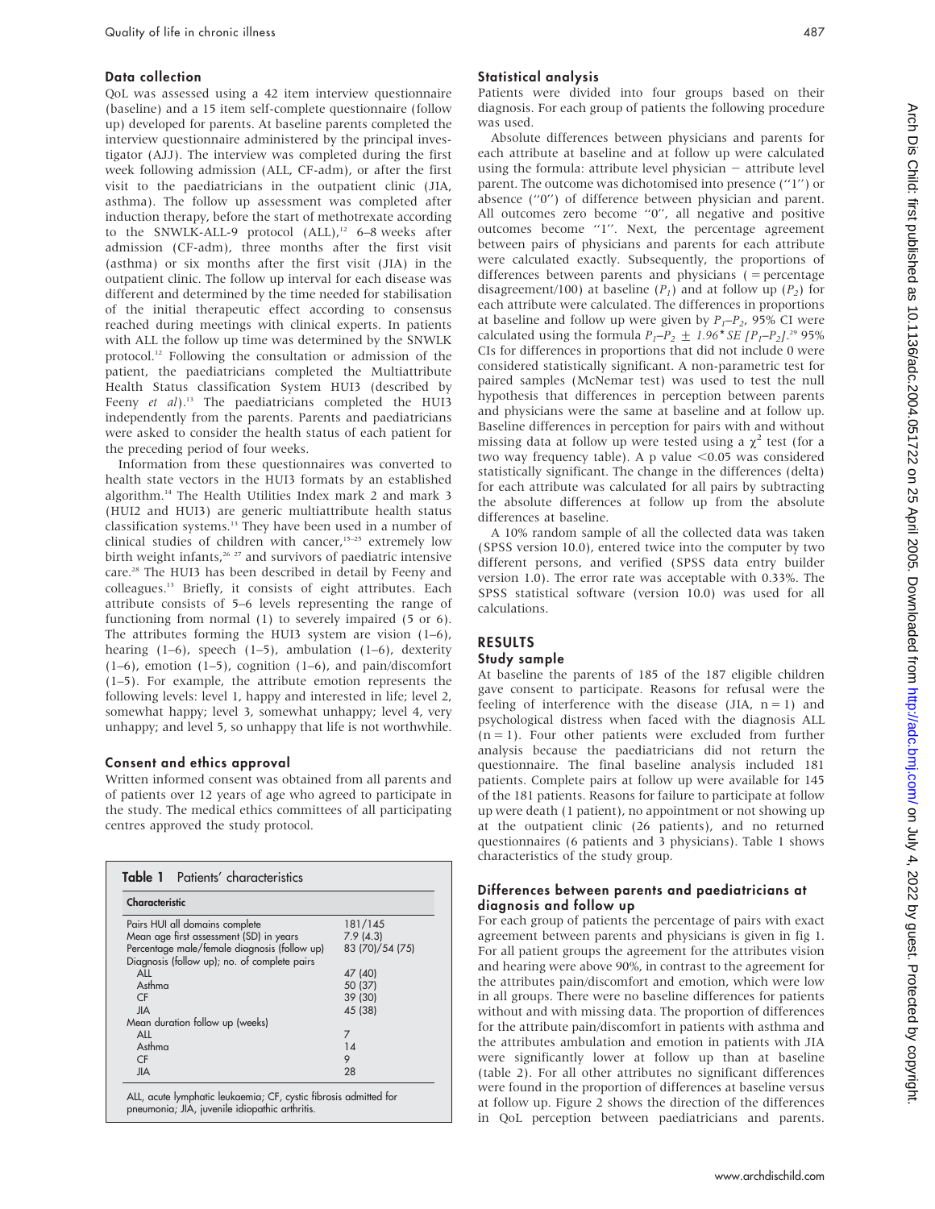### Data collection

QoL was assessed using a 42 item interview questionnaire (baseline) and a 15 item self-complete questionnaire (follow up) developed for parents. At baseline parents completed the interview questionnaire administered by the principal investigator (AJJ). The interview was completed during the first week following admission (ALL, CF-adm), or after the first visit to the paediatricians in the outpatient clinic (JIA, asthma). The follow up assessment was completed after induction therapy, before the start of methotrexate according to the SNWLK-ALL-9 protocol (ALL),[12] 6–8 weeks after admission (CF-adm), three months after the first visit (asthma) or six months after the first visit (JIA) in the outpatient clinic. The follow up interval for each disease was different and determined by the time needed for stabilisation of the initial therapeutic effect according to consensus reached during meetings with clinical experts. In patients with ALL the follow up time was determined by the SNWLK protocol.[12] Following the consultation or admission of the patient, the paediatricians completed the Multiattribute Health Status classification System HUI3 (described by Feeny *et al*).[13] The paediatricians completed the HUI3 independently from the parents. Parents and paediatricians were asked to consider the health status of each patient for the preceding period of four weeks.

Information from these questionnaires was converted to health state vectors in the HUI3 formats by an established algorithm.[14] The Health Utilities Index mark 2 and mark 3 (HUI2 and HUI3) are generic multiattribute health status classification systems.[13] They have been used in a number of clinical studies of children with cancer,[15–25] extremely low birth weight infants,[26 27] and survivors of paediatric intensive care.[28] The HUI3 has been described in detail by Feeny and colleagues.[13] Briefly, it consists of eight attributes. Each attribute consists of 5–6 levels representing the range of functioning from normal (1) to severely impaired (5 or 6). The attributes forming the HUI3 system are vision (1–6), hearing (1–6), speech (1–5), ambulation (1–6), dexterity (1–6), emotion (1–5), cognition (1–6), and pain/discomfort (1–5). For example, the attribute emotion represents the following levels: level 1, happy and interested in life; level 2, somewhat happy; level 3, somewhat unhappy; level 4, very unhappy; and level 5, so unhappy that life is not worthwhile.

### Consent and ethics approval

Written informed consent was obtained from all parents and of patients over 12 years of age who agreed to participate in the study. The medical ethics committees of all participating centres approved the study protocol.

**Table 1** Patients' characteristics

| Characteristic | |
|---|---|
| Pairs HUI all domains complete | 181/145 |
| Mean age first assessment (SD) in years | 7.9 (4.3) |
| Percentage male/female diagnosis (follow up) | 83 (70)/54 (75) |
| Diagnosis (follow up); no. of complete pairs | |
| ALL | 47 (40) |
| Asthma | 50 (37) |
| CF | 39 (30) |
| JIA | 45 (38) |
| Mean duration follow up (weeks) | |
| ALL | 7 |
| Asthma | 14 |
| CF | 9 |
| JIA | 28 |

ALL, acute lymphatic leukaemia; CF, cystic fibrosis admitted for pneumonia; JIA, juvenile idiopathic arthritis.

### Statistical analysis

Patients were divided into four groups based on their diagnosis. For each group of patients the following procedure was used.

Absolute differences between physicians and parents for each attribute at baseline and at follow up were calculated using the formula: attribute level physician − attribute level parent. The outcome was dichotomised into presence ("1") or absence ("0") of difference between physician and parent. All outcomes zero become "0", all negative and positive outcomes become "1". Next, the percentage agreement between pairs of physicians and parents for each attribute were calculated exactly. Subsequently, the proportions of differences between parents and physicians ( = percentage disagreement/100) at baseline ($P_1$) and at follow up ($P_2$) for each attribute were calculated. The differences in proportions at baseline and follow up were given by $P_1$–$P_2$, 95% CI were calculated using the formula $P_1–P_2 \pm 1.96 * SE\ [P_1–P_2]$.[29] 95% CIs for differences in proportions that did not include 0 were considered statistically significant. A non-parametric test for paired samples (McNemar test) was used to test the null hypothesis that differences in perception between parents and physicians were the same at baseline and at follow up. Baseline differences in perception for pairs with and without missing data at follow up were tested using a $\chi^2$ test (for a two way frequency table). A p value $<0.05$ was considered statistically significant. The change in the differences (delta) for each attribute was calculated for all pairs by subtracting the absolute differences at follow up from the absolute differences at baseline.

A 10% random sample of all the collected data was taken (SPSS version 10.0), entered twice into the computer by two different persons, and verified (SPSS data entry builder version 1.0). The error rate was acceptable with 0.33%. The SPSS statistical software (version 10.0) was used for all calculations.

## RESULTS

### Study sample

At baseline the parents of 185 of the 187 eligible children gave consent to participate. Reasons for refusal were the feeling of interference with the disease (JIA, n = 1) and psychological distress when faced with the diagnosis ALL (n = 1). Four other patients were excluded from further analysis because the paediatricians did not return the questionnaire. The final baseline analysis included 181 patients. Complete pairs at follow up were available for 145 of the 181 patients. Reasons for failure to participate at follow up were death (1 patient), no appointment or not showing up at the outpatient clinic (26 patients), and no returned questionnaires (6 patients and 3 physicians). Table 1 shows characteristics of the study group.

### Differences between parents and paediatricians at diagnosis and follow up

For each group of patients the percentage of pairs with exact agreement between parents and physicians is given in fig 1. For all patient groups the agreement for the attributes vision and hearing were above 90%, in contrast to the agreement for the attributes pain/discomfort and emotion, which were low in all groups. There were no baseline differences for patients without and with missing data. The proportion of differences for the attribute pain/discomfort in patients with asthma and the attributes ambulation and emotion in patients with JIA were significantly lower at follow up than at baseline (table 2). For all other attributes no significant differences were found in the proportion of differences at baseline versus at follow up. Figure 2 shows the direction of the differences in QoL perception between paediatricians and parents.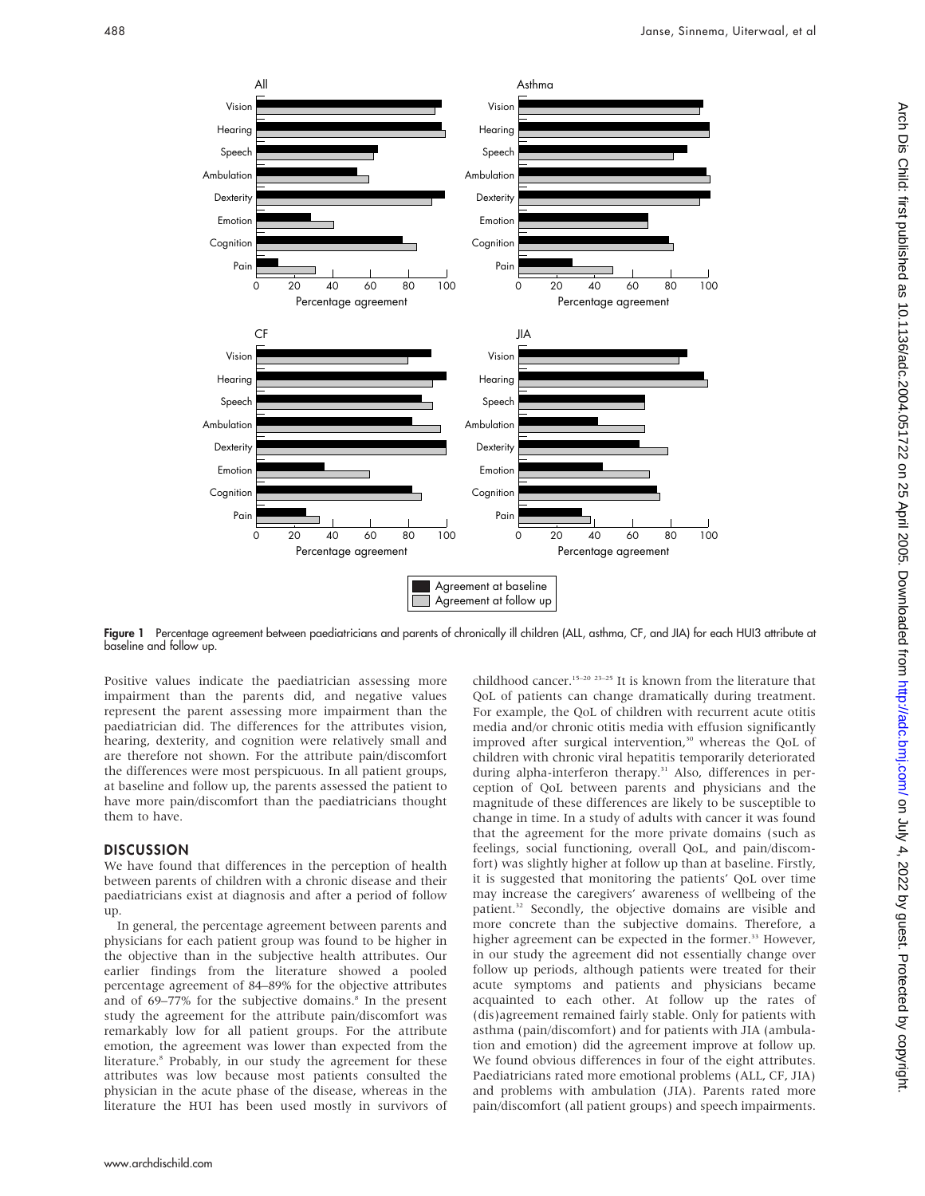**Figure 1** Percentage agreement between paediatricians and parents of chronically ill children (ALL, asthma, CF, and JIA) for each HUI3 attribute at baseline and follow up.

Positive values indicate the paediatrician assessing more impairment than the parents did, and negative values represent the parent assessing more impairment than the paediatrician did. The differences for the attributes vision, hearing, dexterity, and cognition were relatively small and are therefore not shown. For the attribute pain/discomfort the differences were most perspicuous. In all patient groups, at baseline and follow up, the parents assessed the patient to have more pain/discomfort than the paediatricians thought them to have.

## DISCUSSION

We have found that differences in the perception of health between parents of children with a chronic disease and their paediatricians exist at diagnosis and after a period of follow up.

In general, the percentage agreement between parents and physicians for each patient group was found to be higher in the objective than in the subjective health attributes. Our earlier findings from the literature showed a pooled percentage agreement of 84–89% for the objective attributes and of 69–77% for the subjective domains.[8] In the present study the agreement for the attribute pain/discomfort was remarkably low for all patient groups. For the attribute emotion, the agreement was lower than expected from the literature.[8] Probably, in our study the agreement for these attributes was low because most patients consulted the physician in the acute phase of the disease, whereas in the literature the HUI has been used mostly in survivors of childhood cancer.[15–20 23–25] It is known from the literature that QoL of patients can change dramatically during treatment. For example, the QoL of children with recurrent acute otitis media and/or chronic otitis media with effusion significantly improved after surgical intervention,[30] whereas the QoL of children with chronic viral hepatitis temporarily deteriorated during alpha-interferon therapy.[31] Also, differences in perception of QoL between parents and physicians and the magnitude of these differences are likely to be susceptible to change in time. In a study of adults with cancer it was found that the agreement for the more private domains (such as feelings, social functioning, overall QoL, and pain/discomfort) was slightly higher at follow up than at baseline. Firstly, it is suggested that monitoring the patients' QoL over time may increase the caregivers' awareness of wellbeing of the patient.[32] Secondly, the objective domains are visible and more concrete than the subjective domains. Therefore, a higher agreement can be expected in the former.[33] However, in our study the agreement did not essentially change over follow up periods, although patients were treated for their acute symptoms and patients and physicians became acquainted to each other. At follow up the rates of (dis)agreement remained fairly stable. Only for patients with asthma (pain/discomfort) and for patients with JIA (ambulation and emotion) did the agreement improve at follow up. We found obvious differences in four of the eight attributes. Paediatricians rated more emotional problems (ALL, CF, JIA) and problems with ambulation (JIA). Parents rated more pain/discomfort (all patient groups) and speech impairments.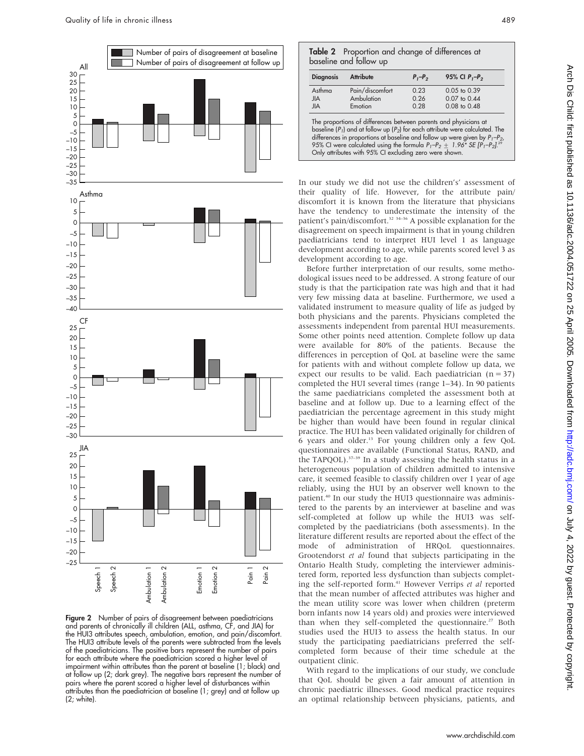Figure 2 Number of pairs of disagreement between paediatricians and parents of chronically ill children (ALL, asthma, CF, and JIA) for the HUI3 attributes speech, ambulation, emotion, and pain/discomfort. The HUI3 attribute levels of the parents were subtracted from the levels of the paediatricians. The positive bars represent the number of pairs for each attribute where the paediatrician scored a higher level of impairment within attributes than the parent at baseline (1; black) and at follow up (2; dark grey). The negative bars represent the number of pairs where the parent scored a higher level of disturbances within attributes than the paediatrician at baseline (1; grey) and at follow up (2; white).

**Table 2** Proportion and change of differences at baseline and follow up

| Diagnosis | Attribute | $P_1$–$P_2$ | 95% CI $P_1$–$P_2$ |
|---|---|---|---|
| Asthma | Pain/discomfort | 0.23 | 0.05 to 0.39 |
| JIA | Ambulation | 0.26 | 0.07 to 0.44 |
| JIA | Emotion | 0.28 | 0.08 to 0.48 |

The proportions of differences between parents and physicians at baseline ($P_1$) and at follow up ($P_2$) for each attribute were calculated. The differences in proportions at baseline and follow up were given by $P_1$–$P_2$, 95% CI were calculated using the formula $P_1-P_2 \pm 1.96 * SE [P_1-P_2]$.[29] Only attributes with 95% CI excluding zero were shown.

In our study we did not use the children's' assessment of their quality of life. However, for the attribute pain/discomfort it is known from the literature that physicians have the tendency to underestimate the intensity of the patient's pain/discomfort.[32 34–36] A possible explanation for the disagreement on speech impairment is that in young children paediatricians tend to interpret HUI level 1 as language development according to age, while parents scored level 3 as development according to age.

Before further interpretation of our results, some methodological issues need to be addressed. A strong feature of our study is that the participation rate was high and that it had very few missing data at baseline. Furthermore, we used a validated instrument to measure quality of life as judged by both physicians and the parents. Physicians completed the assessments independent from parental HUI measurements. Some other points need attention. Complete follow up data were available for 80% of the patients. Because the differences in perception of QoL at baseline were the same for patients with and without complete follow up data, we expect our results to be valid. Each paediatrician ($n = 37$) completed the HUI several times (range 1–34). In 90 patients the same paediatricians completed the assessment both at baseline and at follow up. Due to a learning effect of the paediatrician the percentage agreement in this study might be higher than would have been found in regular clinical practice. The HUI has been validated originally for children of 6 years and older.[13] For young children only a few QoL questionnaires are available (Functional Status, RAND, and the TAPQOL).[37–39] In a study assessing the health status in a heterogeneous population of children admitted to intensive care, it seemed feasible to classify children over 1 year of age reliably, using the HUI by an observer well known to the patient.[40] In our study the HUI3 questionnaire was administered to the parents by an interviewer at baseline and was self-completed at follow up while the HUI3 was self-completed by the paediatricians (both assessments). In the literature different results are reported about the effect of the mode of administration of HRQoL questionnaires. Grootendorst *et al* found that subjects participating in the Ontario Health Study, completing the interviewer administered form, reported less dysfunction than subjects completing the self-reported form.[41] However Verrips *et al* reported that the mean number of affected attributes was higher and the mean utility score was lower when children (preterm born infants now 14 years old) and proxies were interviewed than when they self-completed the questionnaire.[27] Both studies used the HUI3 to assess the health status. In our study the participating paediatricians preferred the self-completed form because of their time schedule at the outpatient clinic.

With regard to the implications of our study, we conclude that QoL should be given a fair amount of attention in chronic paediatric illnesses. Good medical practice requires an optimal relationship between physicians, patients, and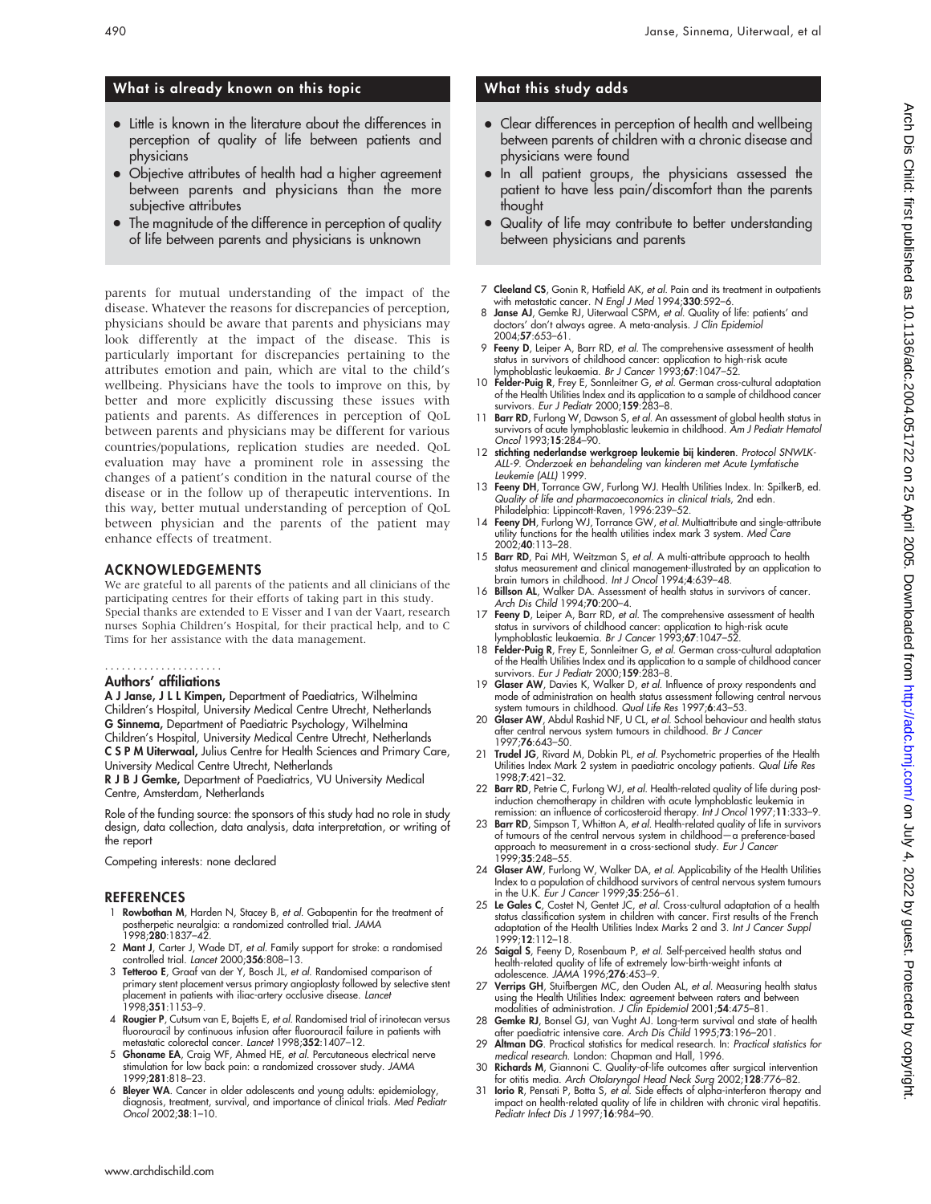## What is already known on this topic

- Little is known in the literature about the differences in perception of quality of life between patients and physicians
- Objective attributes of health had a higher agreement between parents and physicians than the more subjective attributes
- The magnitude of the difference in perception of quality of life between parents and physicians is unknown

## What this study adds

- Clear differences in perception of health and wellbeing between parents of children with a chronic disease and physicians were found
- In all patient groups, the physicians assessed the patient to have less pain/discomfort than the parents thought
- Quality of life may contribute to better understanding between physicians and parents

parents for mutual understanding of the impact of the disease. Whatever the reasons for discrepancies of perception, physicians should be aware that parents and physicians may look differently at the impact of the disease. This is particularly important for discrepancies pertaining to the attributes emotion and pain, which are vital to the child's wellbeing. Physicians have the tools to improve on this, by better and more explicitly discussing these issues with patients and parents. As differences in perception of QoL between parents and physicians may be different for various countries/populations, replication studies are needed. QoL evaluation may have a prominent role in assessing the changes of a patient's condition in the natural course of the disease or in the follow up of therapeutic interventions. In this way, better mutual understanding of perception of QoL between physician and the parents of the patient may enhance effects of treatment.

## ACKNOWLEDGEMENTS

We are grateful to all parents of the patients and all clinicians of the participating centres for their efforts of taking part in this study. Special thanks are extended to E Visser and I van der Vaart, research nurses Sophia Children's Hospital, for their practical help, and to C Tims for her assistance with the data management.

### Authors' affiliations

**A J Janse, J L L Kimpen,** Department of Paediatrics, Wilhelmina Children's Hospital, University Medical Centre Utrecht, Netherlands
**G Sinnema,** Department of Paediatric Psychology, Wilhelmina Children's Hospital, University Medical Centre Utrecht, Netherlands
**C S P M Uiterwaal,** Julius Centre for Health Sciences and Primary Care, University Medical Centre Utrecht, Netherlands
**R J B J Gemke,** Department of Paediatrics, VU University Medical Centre, Amsterdam, Netherlands

Role of the funding source: the sponsors of this study had no role in study design, data collection, data analysis, data interpretation, or writing of the report

Competing interests: none declared

## REFERENCES

1 **Rowbothan M**, Harden N, Stacey B, *et al*. Gabapentin for the treatment of postherpetic neuralgia: a randomized controlled trial. *JAMA* 1998;**280**:1837–42.
2 **Mant J**, Carter J, Wade DT, *et al*. Family support for stroke: a randomised controlled trial. *Lancet* 2000;**356**:808–13.
3 **Tetteroo E**, Graaf van der Y, Bosch JL, *et al*. Randomised comparison of primary stent placement versus primary angioplasty followed by selective stent placement in patients with iliac-artery occlusive disease. *Lancet* 1998;**351**:1153–9.
4 **Rougier P**, Cutsum van E, Bajetts E, *et al*. Randomised trial of irinotecan versus fluorouracil by continuous infusion after fluorouracil failure in patients with metastatic colorectal cancer. *Lancet* 1998;**352**:1407–12.
5 **Ghoname EA**, Craig WF, Ahmed HE, *et al*. Percutaneous electrical nerve stimulation for low back pain: a randomized crossover study. *JAMA* 1999;**281**:818–23.
6 **Bleyer WA**. Cancer in older adolescents and young adults: epidemiology, diagnosis, treatment, survival, and importance of clinical trials. *Med Pediatr Oncol* 2002;**38**:1–10.
7 **Cleeland CS**, Gonin R, Hatfield AK, *et al*. Pain and its treatment in outpatients with metastatic cancer. *N Engl J Med* 1994;**330**:592–6.
8 **Janse AJ**, Gemke RJ, Uiterwaal CSPM, *et al*. Quality of life: patients' and doctors' don't always agree. A meta-analysis. *J Clin Epidemiol* 2004;**57**:653–61.
9 **Feeny D**, Leiper A, Barr RD, *et al*. The comprehensive assessment of health status in survivors of childhood cancer: application to high-risk acute lymphoblastic leukaemia. *Br J Cancer* 1993;**67**:1047–52.
10 **Felder-Puig R**, Frey E, Sonnleitner G, *et al*. German cross-cultural adaptation of the Health Utilities Index and its application to a sample of childhood cancer survivors. *Eur J Pediatr* 2000;**159**:283–8.
11 **Barr RD**, Furlong W, Dawson S, *et al*. An assessment of global health status in survivors of acute lymphoblastic leukemia in childhood. *Am J Pediatr Hematol Oncol* 1993;**15**:284–90.
12 **stichting nederlandse werkgroep leukemie bij kinderen**. *Protocol SNWLK-ALL-9. Onderzoek en behandeling van kinderen met Acute Lymfatische Leukemie (ALL)* 1999.
13 **Feeny DH**, Torrance GW, Furlong WJ. Health Utilities Index. In: SpilkerB, ed. *Quality of life and pharmacoeconomics in clinical trials*, 2nd edn. Philadelphia: Lippincott-Raven, 1996:239–52.
14 **Feeny DH**, Furlong WJ, Torrance GW, *et al*. Multiattribute and single-attribute utility functions for the health utilities index mark 3 system. *Med Care* 2002;**40**:113–28.
15 **Barr RD**, Pai MH, Weitzman S, *et al*. A multi-attribute approach to health status measurement and clinical management-illustrated by an application to brain tumors in childhood. *Int J Oncol* 1994;**4**:639–48.
16 **Billson AL**, Walker DA. Assessment of health status in survivors of cancer. *Arch Dis Child* 1994;**70**:200–4.
17 **Feeny D**, Leiper A, Barr RD, *et al*. The comprehensive assessment of health status in survivors of childhood cancer: application to high-risk acute lymphoblastic leukaemia. *Br J Cancer* 1993;**67**:1047–52.
18 **Felder-Puig R**, Frey E, Sonnleitner G, *et al*. German cross-cultural adaptation of the Health Utilities Index and its application to a sample of childhood cancer survivors. *Eur J Pediatr* 2000;**159**:283–8.
19 **Glaser AW**, Davies K, Walker D, *et al*. Influence of proxy respondents and mode of administration on health status assessment following central nervous system tumours in childhood. *Qual Life Res* 1997;**6**:43–53.
20 **Glaser AW**, Abdul Rashid NF, U CL, *et al*. School behaviour and health status after central nervous system tumours in childhood. *Br J Cancer* 1997;**76**:643–50.
21 **Trudel JG**, Rivard M, Dobkin PL, *et al*. Psychometric properties of the Health Utilities Index Mark 2 system in paediatric oncology patients. *Qual Life Res* 1998;**7**:421–32.
22 **Barr RD**, Petrie C, Furlong WJ, *et al*. Health-related quality of life during post-induction chemotherapy in children with acute lymphoblastic leukemia in remission: an influence of corticosteroid therapy. *Int J Oncol* 1997;**11**:333–9.
23 **Barr RD**, Simpson T, Whitton A, *et al*. Health-related quality of life in survivors of tumours of the central nervous system in childhood—a preference-based approach to measurement in a cross-sectional study. *Eur J Cancer* 1999;**35**:248–55.
24 **Glaser AW**, Furlong W, Walker DA, *et al*. Applicability of the Health Utilities Index to a population of childhood survivors of central nervous system tumours in the U.K. *Eur J Cancer* 1999;**35**:256–61.
25 **Le Gales C**, Costet N, Gentet JC, *et al*. Cross-cultural adaptation of a health status classification system in children with cancer. First results of the French adaptation of the Health Utilities Index Marks 2 and 3. *Int J Cancer Suppl* 1999;**12**:112–18.
26 **Saigal S**, Feeny D, Rosenbaum P, *et al*. Self-perceived health status and health-related quality of life of extremely low-birth-weight infants at adolescence. *JAMA* 1996;**276**:453–9.
27 **Verrips GH**, Stuifbergen MC, den Ouden AL, *et al*. Measuring health status using the Health Utilities Index: agreement between raters and between modalities of administration. *J Clin Epidemiol* 2001;**54**:475–81.
28 **Gemke RJ**, Bonsel GJ, van Vught AJ. Long-term survival and state of health after paediatric intensive care. *Arch Dis Child* 1995;**73**:196–201.
29 **Altman DG**. Practical statistics for medical research. In: *Practical statistics for medical research*. London: Chapman and Hall, 1996.
30 **Richards M**, Giannoni C. Quality-of-life outcomes after surgical intervention for otitis media. *Arch Otolaryngol Head Neck Surg* 2002;**128**:776–82.
31 **Iorio R**, Pensati P, Botta S, *et al*. Side effects of alpha-interferon therapy and impact on health-related quality of life in children with chronic viral hepatitis. *Pediatr Infect Dis J* 1997;**16**:984–90.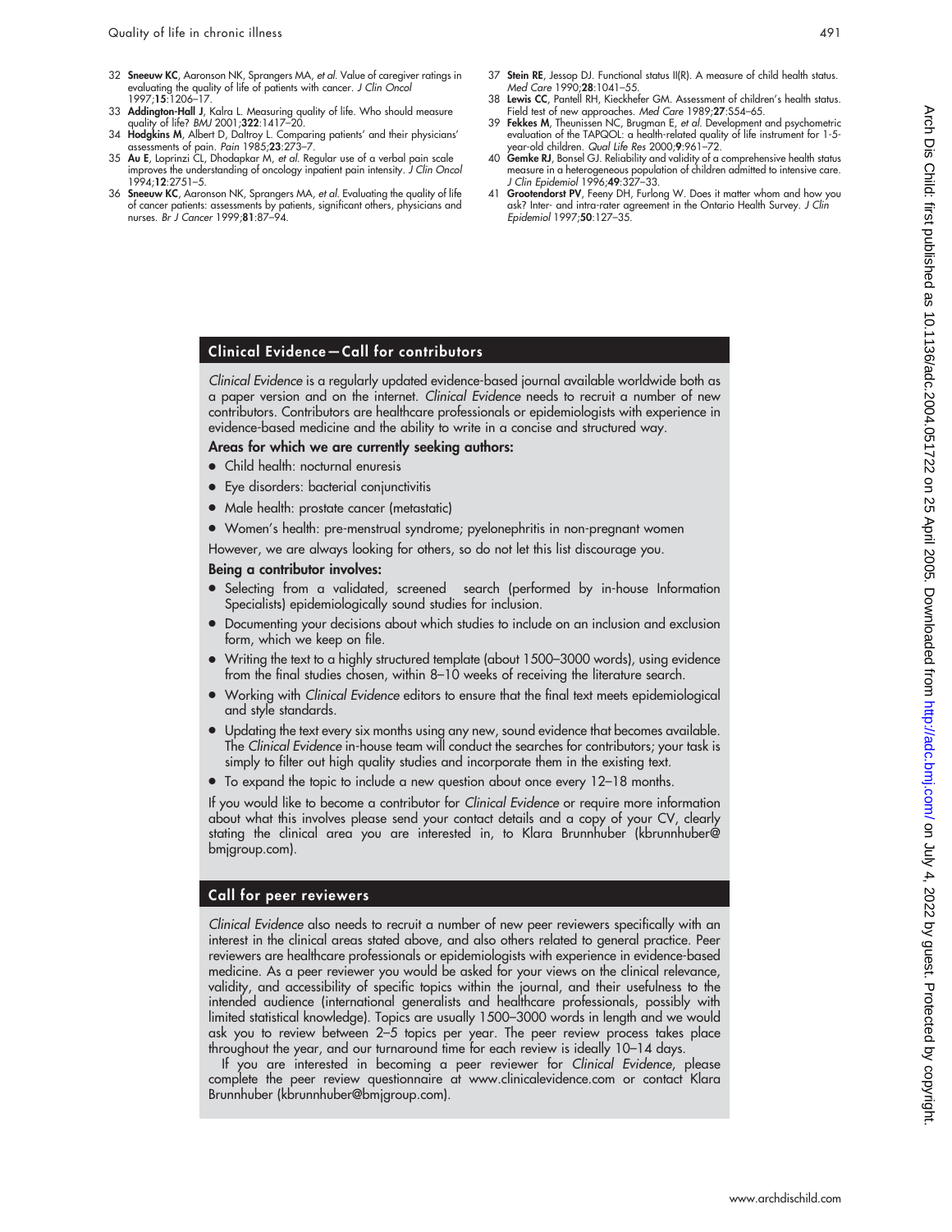32 **Sneeuw KC**, Aaronson NK, Sprangers MA, *et al.* Value of caregiver ratings in evaluating the quality of life of patients with cancer. *J Clin Oncol* 1997;**15**:1206–17.

33 **Addington-Hall J**, Kalra L. Measuring quality of life. Who should measure quality of life? *BMJ* 2001;**322**:1417–20.

34 **Hodgkins M**, Albert D, Daltroy L. Comparing patients' and their physicians' assessments of pain. *Pain* 1985;**23**:273–7.

35 **Au E**, Loprinzi CL, Dhodapkar M, *et al.* Regular use of a verbal pain scale improves the understanding of oncology inpatient pain intensity. *J Clin Oncol* 1994;**12**:2751–5.

36 **Sneeuw KC**, Aaronson NK, Sprangers MA, *et al.* Evaluating the quality of life of cancer patients: assessments by patients, significant others, physicians and nurses. *Br J Cancer* 1999;**81**:87–94.

37 **Stein RE**, Jessop DJ. Functional status II(R). A measure of child health status. *Med Care* 1990;**28**:1041–55.

38 **Lewis CC**, Pantell RH, Kieckhefer GM. Assessment of children's health status. Field test of new approaches. *Med Care* 1989;**27**:S54–65.

39 **Fekkes M**, Theunissen NC, Brugman E, *et al.* Development and psychometric evaluation of the TAPQOL: a health-related quality of life instrument for 1-5-year-old children. *Qual Life Res* 2000;**9**:961–72.

40 **Gemke RJ**, Bonsel GJ. Reliability and validity of a comprehensive health status measure in a heterogeneous population of children admitted to intensive care. *J Clin Epidemiol* 1996;**49**:327–33.

41 **Grootendorst PV**, Feeny DH, Furlong W. Does it matter whom and how you ask? Inter- and intra-rater agreement in the Ontario Health Survey. *J Clin Epidemiol* 1997;**50**:127–35.

## Clinical Evidence—Call for contributors

*Clinical Evidence* is a regularly updated evidence-based journal available worldwide both as a paper version and on the internet. *Clinical Evidence* needs to recruit a number of new contributors. Contributors are healthcare professionals or epidemiologists with experience in evidence-based medicine and the ability to write in a concise and structured way.

**Areas for which we are currently seeking authors:**

- Child health: nocturnal enuresis
- Eye disorders: bacterial conjunctivitis
- Male health: prostate cancer (metastatic)
- Women's health: pre-menstrual syndrome; pyelonephritis in non-pregnant women

However, we are always looking for others, so do not let this list discourage you.

**Being a contributor involves:**

- Selecting from a validated, screened search (performed by in-house Information Specialists) epidemiologically sound studies for inclusion.
- Documenting your decisions about which studies to include on an inclusion and exclusion form, which we keep on file.
- Writing the text to a highly structured template (about 1500–3000 words), using evidence from the final studies chosen, within 8–10 weeks of receiving the literature search.
- Working with *Clinical Evidence* editors to ensure that the final text meets epidemiological and style standards.
- Updating the text every six months using any new, sound evidence that becomes available. The *Clinical Evidence* in-house team will conduct the searches for contributors; your task is simply to filter out high quality studies and incorporate them in the existing text.
- To expand the topic to include a new question about once every 12–18 months.

If you would like to become a contributor for *Clinical Evidence* or require more information about what this involves please send your contact details and a copy of your CV, clearly stating the clinical area you are interested in, to Klara Brunnhuber (kbrunnhuber@bmjgroup.com).

## Call for peer reviewers

*Clinical Evidence* also needs to recruit a number of new peer reviewers specifically with an interest in the clinical areas stated above, and also others related to general practice. Peer reviewers are healthcare professionals or epidemiologists with experience in evidence-based medicine. As a peer reviewer you would be asked for your views on the clinical relevance, validity, and accessibility of specific topics within the journal, and their usefulness to the intended audience (international generalists and healthcare professionals, possibly with limited statistical knowledge). Topics are usually 1500–3000 words in length and we would ask you to review between 2–5 topics per year. The peer review process takes place throughout the year, and our turnaround time for each review is ideally 10–14 days.

If you are interested in becoming a peer reviewer for *Clinical Evidence*, please complete the peer review questionnaire at www.clinicalevidence.com or contact Klara Brunnhuber (kbrunnhuber@bmjgroup.com).